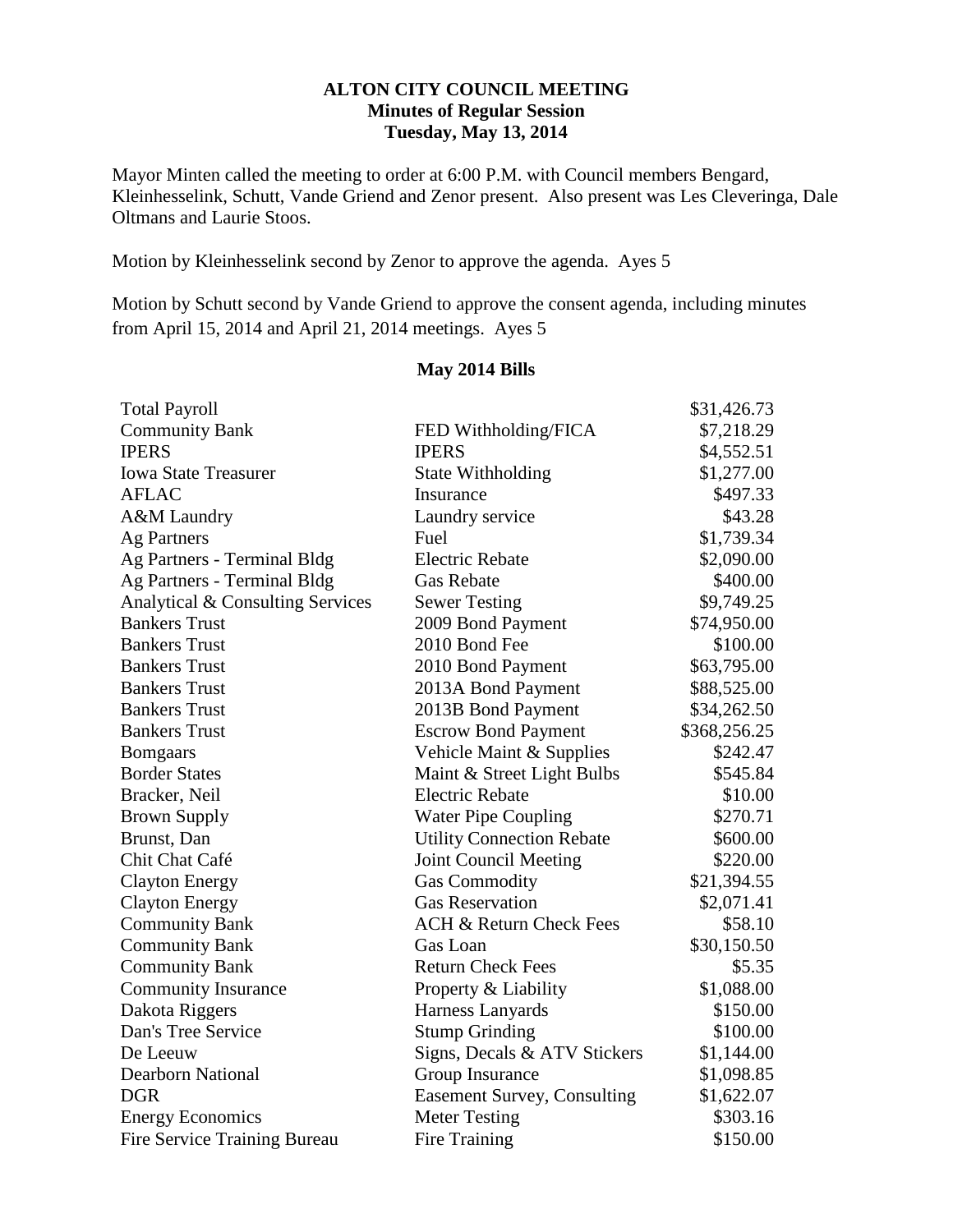# ALTON CITY COUNCIL MEETING

## Minutes of Regular Session

### Tuesday, May 13, 2014

Mayor Minten called the meeting to order at 6:00 P.M. with Council members Bengard, Kleinhesselink, Schutt, Vande Griend and Zenor present. Also present was Les Cleveringa, Dale Oltmans and Laurie Stoos.

Motion by Kleinhesselink second by Zenor to approve the agenda. Ayes 5

Motion by Schutt second by Vande Griend to approve the consent agenda, including minutes from April 15, 2014 and April 21, 2014 meetings. Ayes 5

**May 2014 Bills**

| | | |
|---|---|---|
| Total Payroll | | $31,426.73 |
| Community Bank | FED Withholding/FICA | $7,218.29 |
| IPERS | IPERS | $4,552.51 |
| Iowa State Treasurer | State Withholding | $1,277.00 |
| AFLAC | Insurance | $497.33 |
| A&M Laundry | Laundry service | $43.28 |
| Ag Partners | Fuel | $1,739.34 |
| Ag Partners - Terminal Bldg | Electric Rebate | $2,090.00 |
| Ag Partners - Terminal Bldg | Gas Rebate | $400.00 |
| Analytical & Consulting Services | Sewer Testing | $9,749.25 |
| Bankers Trust | 2009 Bond Payment | $74,950.00 |
| Bankers Trust | 2010 Bond Fee | $100.00 |
| Bankers Trust | 2010 Bond Payment | $63,795.00 |
| Bankers Trust | 2013A Bond Payment | $88,525.00 |
| Bankers Trust | 2013B Bond Payment | $34,262.50 |
| Bankers Trust | Escrow Bond Payment | $368,256.25 |
| Bomgaars | Vehicle Maint & Supplies | $242.47 |
| Border States | Maint & Street Light Bulbs | $545.84 |
| Bracker, Neil | Electric Rebate | $10.00 |
| Brown Supply | Water Pipe Coupling | $270.71 |
| Brunst, Dan | Utility Connection Rebate | $600.00 |
| Chit Chat Café | Joint Council Meeting | $220.00 |
| Clayton Energy | Gas Commodity | $21,394.55 |
| Clayton Energy | Gas Reservation | $2,071.41 |
| Community Bank | ACH & Return Check Fees | $58.10 |
| Community Bank | Gas Loan | $30,150.50 |
| Community Bank | Return Check Fees | $5.35 |
| Community Insurance | Property & Liability | $1,088.00 |
| Dakota Riggers | Harness Lanyards | $150.00 |
| Dan's Tree Service | Stump Grinding | $100.00 |
| De Leeuw | Signs, Decals & ATV Stickers | $1,144.00 |
| Dearborn National | Group Insurance | $1,098.85 |
| DGR | Easement Survey, Consulting | $1,622.07 |
| Energy Economics | Meter Testing | $303.16 |
| Fire Service Training Bureau | Fire Training | $150.00 |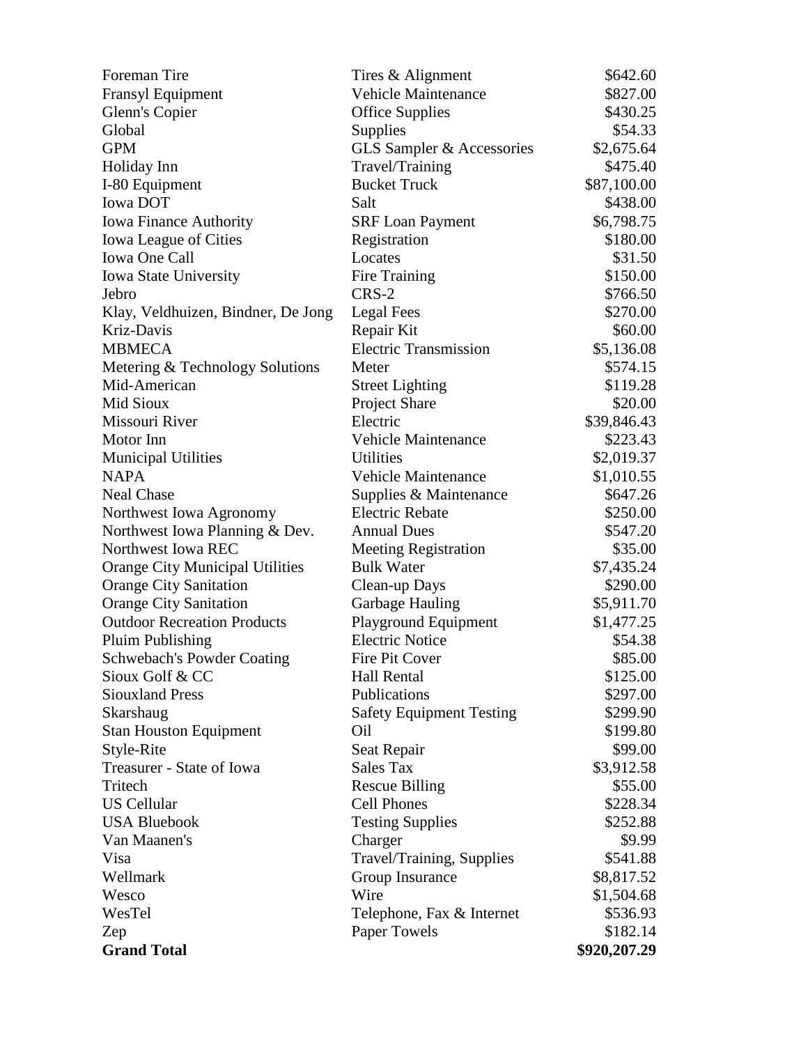| | | |
|---|---|---|
| Foreman Tire | Tires & Alignment | $642.60 |
| Fransyl Equipment | Vehicle Maintenance | $827.00 |
| Glenn's Copier | Office Supplies | $430.25 |
| Global | Supplies | $54.33 |
| GPM | GLS Sampler & Accessories | $2,675.64 |
| Holiday Inn | Travel/Training | $475.40 |
| I-80 Equipment | Bucket Truck | $87,100.00 |
| Iowa DOT | Salt | $438.00 |
| Iowa Finance Authority | SRF Loan Payment | $6,798.75 |
| Iowa League of Cities | Registration | $180.00 |
| Iowa One Call | Locates | $31.50 |
| Iowa State University | Fire Training | $150.00 |
| Jebro | CRS-2 | $766.50 |
| Klay, Veldhuizen, Bindner, De Jong | Legal Fees | $270.00 |
| Kriz-Davis | Repair Kit | $60.00 |
| MBMECA | Electric Transmission | $5,136.08 |
| Metering & Technology Solutions | Meter | $574.15 |
| Mid-American | Street Lighting | $119.28 |
| Mid Sioux | Project Share | $20.00 |
| Missouri River | Electric | $39,846.43 |
| Motor Inn | Vehicle Maintenance | $223.43 |
| Municipal Utilities | Utilities | $2,019.37 |
| NAPA | Vehicle Maintenance | $1,010.55 |
| Neal Chase | Supplies & Maintenance | $647.26 |
| Northwest Iowa Agronomy | Electric Rebate | $250.00 |
| Northwest Iowa Planning & Dev. | Annual Dues | $547.20 |
| Northwest Iowa REC | Meeting Registration | $35.00 |
| Orange City Municipal Utilities | Bulk Water | $7,435.24 |
| Orange City Sanitation | Clean-up Days | $290.00 |
| Orange City Sanitation | Garbage Hauling | $5,911.70 |
| Outdoor Recreation Products | Playground Equipment | $1,477.25 |
| Pluim Publishing | Electric Notice | $54.38 |
| Schwebach's Powder Coating | Fire Pit Cover | $85.00 |
| Sioux Golf & CC | Hall Rental | $125.00 |
| Siouxland Press | Publications | $297.00 |
| Skarshaug | Safety Equipment Testing | $299.90 |
| Stan Houston Equipment | Oil | $199.80 |
| Style-Rite | Seat Repair | $99.00 |
| Treasurer - State of Iowa | Sales Tax | $3,912.58 |
| Tritech | Rescue Billing | $55.00 |
| US Cellular | Cell Phones | $228.34 |
| USA Bluebook | Testing Supplies | $252.88 |
| Van Maanen's | Charger | $9.99 |
| Visa | Travel/Training, Supplies | $541.88 |
| Wellmark | Group Insurance | $8,817.52 |
| Wesco | Wire | $1,504.68 |
| WesTel | Telephone, Fax & Internet | $536.93 |
| Zep | Paper Towels | $182.14 |
| **Grand Total** | | **$920,207.29** |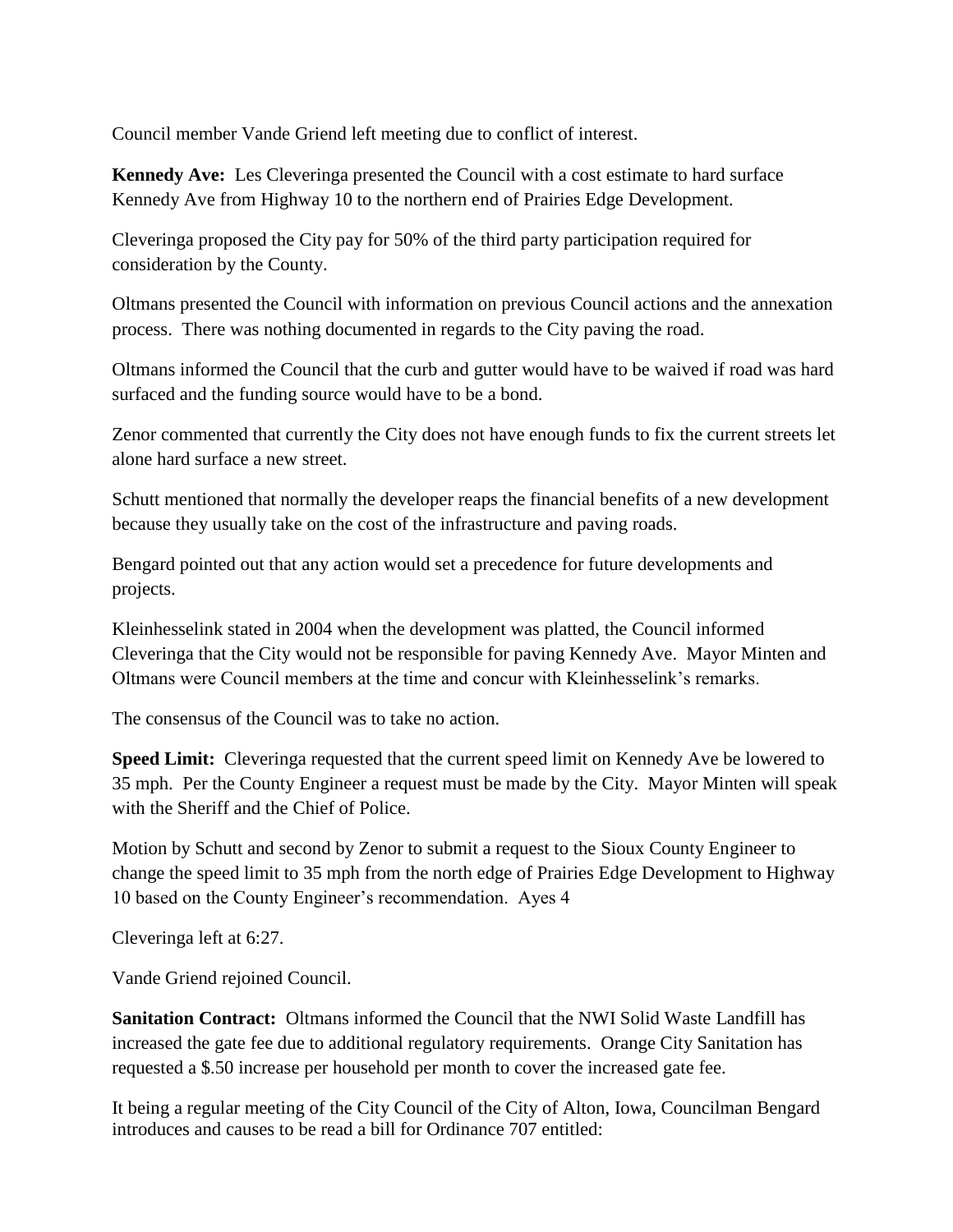Council member Vande Griend left meeting due to conflict of interest.

**Kennedy Ave:** Les Cleveringa presented the Council with a cost estimate to hard surface Kennedy Ave from Highway 10 to the northern end of Prairies Edge Development.

Cleveringa proposed the City pay for 50% of the third party participation required for consideration by the County.

Oltmans presented the Council with information on previous Council actions and the annexation process. There was nothing documented in regards to the City paving the road.

Oltmans informed the Council that the curb and gutter would have to be waived if road was hard surfaced and the funding source would have to be a bond.

Zenor commented that currently the City does not have enough funds to fix the current streets let alone hard surface a new street.

Schutt mentioned that normally the developer reaps the financial benefits of a new development because they usually take on the cost of the infrastructure and paving roads.

Bengard pointed out that any action would set a precedence for future developments and projects.

Kleinhesselink stated in 2004 when the development was platted, the Council informed Cleveringa that the City would not be responsible for paving Kennedy Ave. Mayor Minten and Oltmans were Council members at the time and concur with Kleinhesselink's remarks.

The consensus of the Council was to take no action.

**Speed Limit:** Cleveringa requested that the current speed limit on Kennedy Ave be lowered to 35 mph. Per the County Engineer a request must be made by the City. Mayor Minten will speak with the Sheriff and the Chief of Police.

Motion by Schutt and second by Zenor to submit a request to the Sioux County Engineer to change the speed limit to 35 mph from the north edge of Prairies Edge Development to Highway 10 based on the County Engineer's recommendation. Ayes 4

Cleveringa left at 6:27.

Vande Griend rejoined Council.

**Sanitation Contract:** Oltmans informed the Council that the NWI Solid Waste Landfill has increased the gate fee due to additional regulatory requirements. Orange City Sanitation has requested a $.50 increase per household per month to cover the increased gate fee.

It being a regular meeting of the City Council of the City of Alton, Iowa, Councilman Bengard introduces and causes to be read a bill for Ordinance 707 entitled: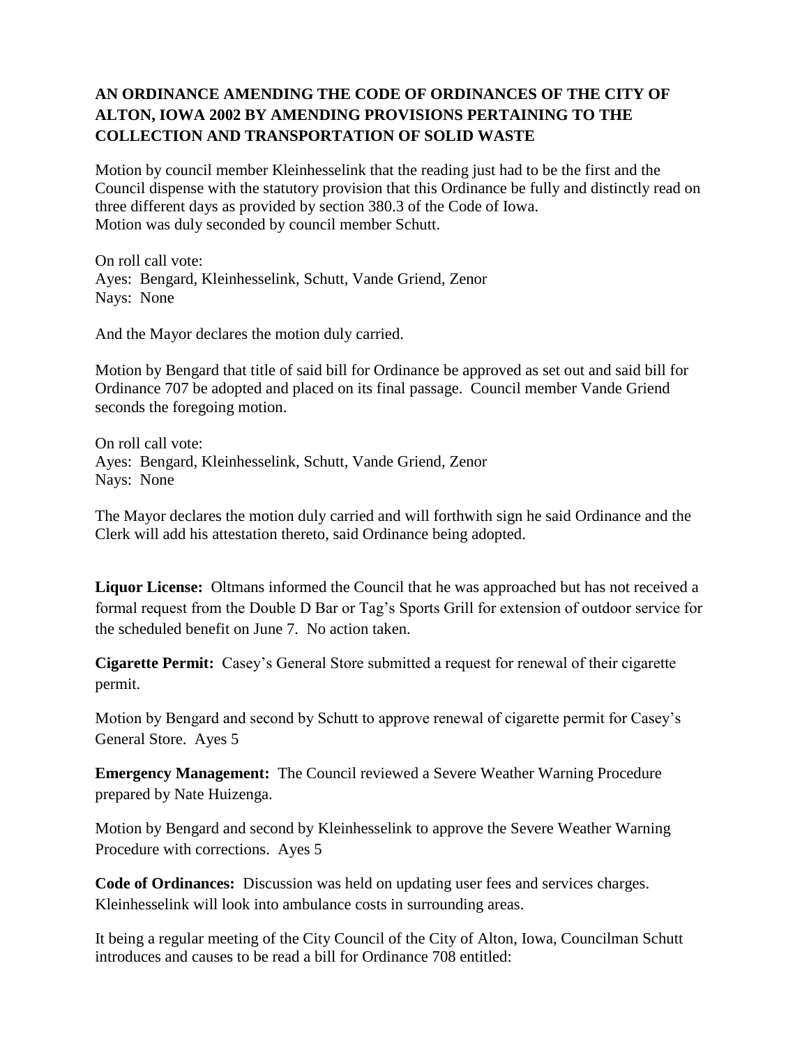**AN ORDINANCE AMENDING THE CODE OF ORDINANCES OF THE CITY OF ALTON, IOWA 2002 BY AMENDING PROVISIONS PERTAINING TO THE COLLECTION AND TRANSPORTATION OF SOLID WASTE**

Motion by council member Kleinhesselink that the reading just had to be the first and the Council dispense with the statutory provision that this Ordinance be fully and distinctly read on three different days as provided by section 380.3 of the Code of Iowa.
Motion was duly seconded by council member Schutt.

On roll call vote:
Ayes: Bengard, Kleinhesselink, Schutt, Vande Griend, Zenor
Nays: None

And the Mayor declares the motion duly carried.

Motion by Bengard that title of said bill for Ordinance be approved as set out and said bill for Ordinance 707 be adopted and placed on its final passage. Council member Vande Griend seconds the foregoing motion.

On roll call vote:
Ayes: Bengard, Kleinhesselink, Schutt, Vande Griend, Zenor
Nays: None

The Mayor declares the motion duly carried and will forthwith sign he said Ordinance and the Clerk will add his attestation thereto, said Ordinance being adopted.

**Liquor License:** Oltmans informed the Council that he was approached but has not received a formal request from the Double D Bar or Tag's Sports Grill for extension of outdoor service for the scheduled benefit on June 7. No action taken.

**Cigarette Permit:** Casey's General Store submitted a request for renewal of their cigarette permit.

Motion by Bengard and second by Schutt to approve renewal of cigarette permit for Casey's General Store. Ayes 5

**Emergency Management:** The Council reviewed a Severe Weather Warning Procedure prepared by Nate Huizenga.

Motion by Bengard and second by Kleinhesselink to approve the Severe Weather Warning Procedure with corrections. Ayes 5

**Code of Ordinances:** Discussion was held on updating user fees and services charges. Kleinhesselink will look into ambulance costs in surrounding areas.

It being a regular meeting of the City Council of the City of Alton, Iowa, Councilman Schutt introduces and causes to be read a bill for Ordinance 708 entitled: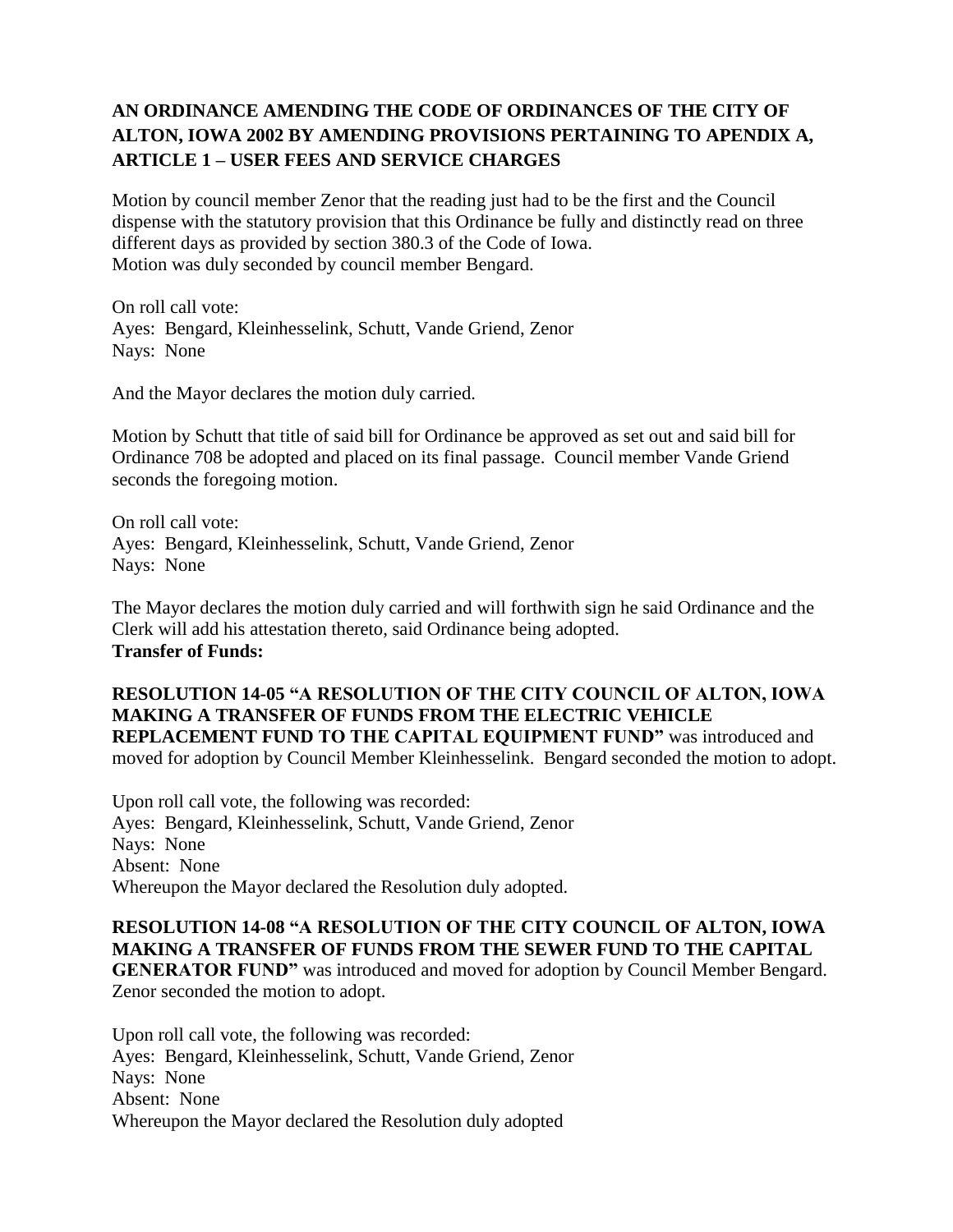**AN ORDINANCE AMENDING THE CODE OF ORDINANCES OF THE CITY OF ALTON, IOWA 2002 BY AMENDING PROVISIONS PERTAINING TO APENDIX A, ARTICLE 1 – USER FEES AND SERVICE CHARGES**

Motion by council member Zenor that the reading just had to be the first and the Council dispense with the statutory provision that this Ordinance be fully and distinctly read on three different days as provided by section 380.3 of the Code of Iowa.
Motion was duly seconded by council member Bengard.

On roll call vote:
Ayes: Bengard, Kleinhesselink, Schutt, Vande Griend, Zenor
Nays: None

And the Mayor declares the motion duly carried.

Motion by Schutt that title of said bill for Ordinance be approved as set out and said bill for Ordinance 708 be adopted and placed on its final passage. Council member Vande Griend seconds the foregoing motion.

On roll call vote:
Ayes: Bengard, Kleinhesselink, Schutt, Vande Griend, Zenor
Nays: None

The Mayor declares the motion duly carried and will forthwith sign he said Ordinance and the Clerk will add his attestation thereto, said Ordinance being adopted.
**Transfer of Funds:**

**RESOLUTION 14-05 "A RESOLUTION OF THE CITY COUNCIL OF ALTON, IOWA MAKING A TRANSFER OF FUNDS FROM THE ELECTRIC VEHICLE REPLACEMENT FUND TO THE CAPITAL EQUIPMENT FUND"** was introduced and moved for adoption by Council Member Kleinhesselink. Bengard seconded the motion to adopt.

Upon roll call vote, the following was recorded:
Ayes: Bengard, Kleinhesselink, Schutt, Vande Griend, Zenor
Nays: None
Absent: None
Whereupon the Mayor declared the Resolution duly adopted.

**RESOLUTION 14-08 "A RESOLUTION OF THE CITY COUNCIL OF ALTON, IOWA MAKING A TRANSFER OF FUNDS FROM THE SEWER FUND TO THE CAPITAL GENERATOR FUND"** was introduced and moved for adoption by Council Member Bengard. Zenor seconded the motion to adopt.

Upon roll call vote, the following was recorded:
Ayes: Bengard, Kleinhesselink, Schutt, Vande Griend, Zenor
Nays: None
Absent: None
Whereupon the Mayor declared the Resolution duly adopted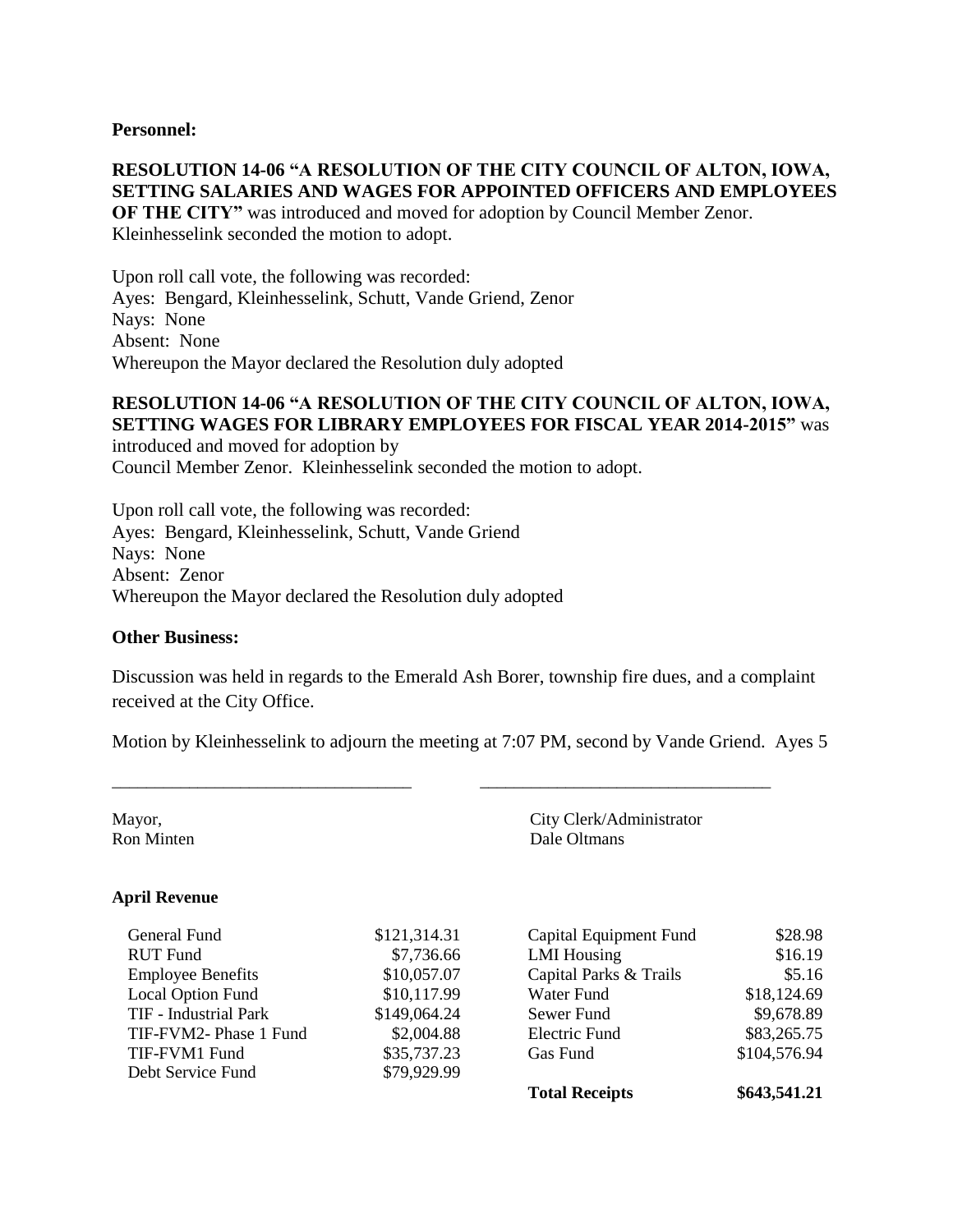**Personnel:**

**RESOLUTION 14-06 "A RESOLUTION OF THE CITY COUNCIL OF ALTON, IOWA, SETTING SALARIES AND WAGES FOR APPOINTED OFFICERS AND EMPLOYEES OF THE CITY"** was introduced and moved for adoption by Council Member Zenor. Kleinhesselink seconded the motion to adopt.

Upon roll call vote, the following was recorded:
Ayes: Bengard, Kleinhesselink, Schutt, Vande Griend, Zenor
Nays: None
Absent: None
Whereupon the Mayor declared the Resolution duly adopted

**RESOLUTION 14-06 "A RESOLUTION OF THE CITY COUNCIL OF ALTON, IOWA, SETTING WAGES FOR LIBRARY EMPLOYEES FOR FISCAL YEAR 2014-2015"** was introduced and moved for adoption by
Council Member Zenor. Kleinhesselink seconded the motion to adopt.

Upon roll call vote, the following was recorded:
Ayes: Bengard, Kleinhesselink, Schutt, Vande Griend
Nays: None
Absent: Zenor
Whereupon the Mayor declared the Resolution duly adopted

**Other Business:**

Discussion was held in regards to the Emerald Ash Borer, township fire dues, and a complaint received at the City Office.

Motion by Kleinhesselink to adjourn the meeting at 7:07 PM, second by Vande Griend. Ayes 5

_________________________________ _________________________________

Mayor,
Ron Minten

City Clerk/Administrator
Dale Oltmans

**April Revenue**

| | | | |
|---|---|---|---|
| General Fund | $121,314.31 | Capital Equipment Fund | $28.98 |
| RUT Fund | $7,736.66 | LMI Housing | $16.19 |
| Employee Benefits | $10,057.07 | Capital Parks & Trails | $5.16 |
| Local Option Fund | $10,117.99 | Water Fund | $18,124.69 |
| TIF - Industrial Park | $149,064.24 | Sewer Fund | $9,678.89 |
| TIF-FVM2- Phase 1 Fund | $2,004.88 | Electric Fund | $83,265.75 |
| TIF-FVM1 Fund | $35,737.23 | Gas Fund | $104,576.94 |
| Debt Service Fund | $79,929.99 | | |
| | | **Total Receipts** | **$643,541.21** |